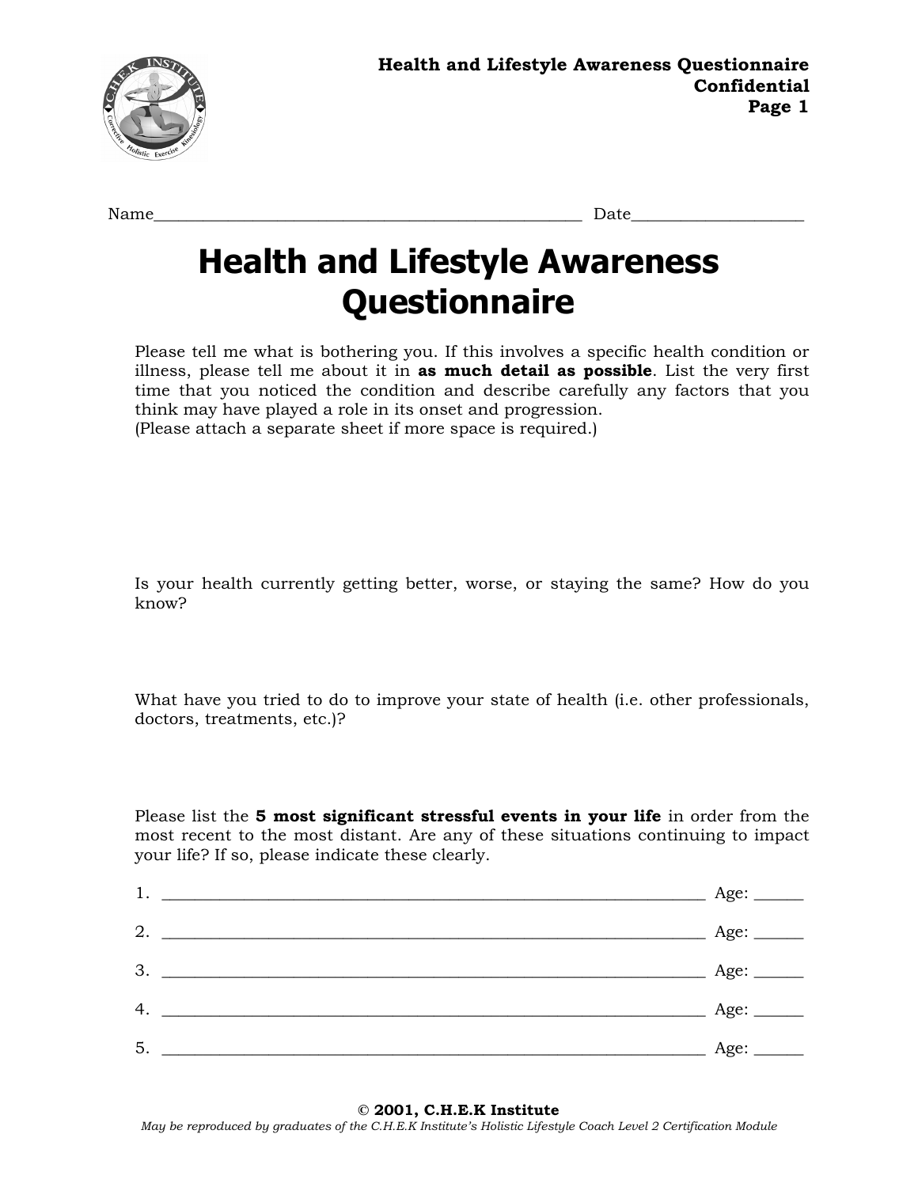Name_____________________________________________________ Date____________________

# Health and Lifestyle Awareness Questionnaire

Please tell me what is bothering you. If this involves a specific health condition or illness, please tell me about it in **as much detail as possible**. List the very first time that you noticed the condition and describe carefully any factors that you think may have played a role in its onset and progression.
(Please attach a separate sheet if more space is required.)

Is your health currently getting better, worse, or staying the same? How do you know?

What have you tried to do to improve your state of health (i.e. other professionals, doctors, treatments, etc.)?

Please list the **5 most significant stressful events in your life** in order from the most recent to the most distant. Are any of these situations continuing to impact your life? If so, please indicate these clearly.

1. ________________________________________________________________ Age: ______
2. ________________________________________________________________ Age: ______
3. ________________________________________________________________ Age: ______
4. ________________________________________________________________ Age: ______
5. ________________________________________________________________ Age: ______

**© 2001, C.H.E.K Institute**

*May be reproduced by graduates of the C.H.E.K Institute's Holistic Lifestyle Coach Level 2 Certification Module*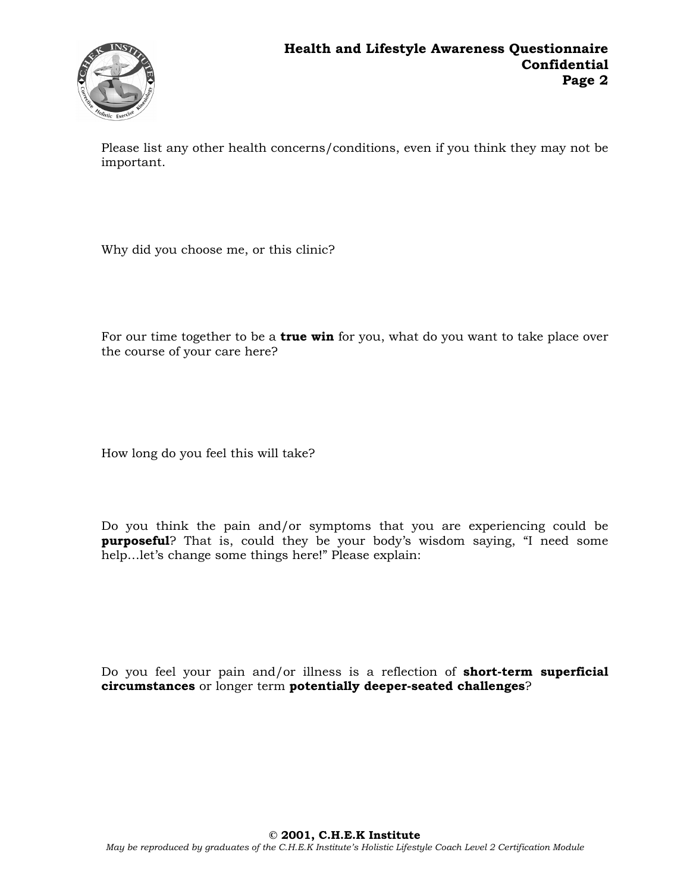Please list any other health concerns/conditions, even if you think they may not be important.

Why did you choose me, or this clinic?

For our time together to be a **true win** for you, what do you want to take place over the course of your care here?

How long do you feel this will take?

Do you think the pain and/or symptoms that you are experiencing could be **purposeful**? That is, could they be your body's wisdom saying, "I need some help…let's change some things here!" Please explain:

Do you feel your pain and/or illness is a reflection of **short-term superficial circumstances** or longer term **potentially deeper-seated challenges**?

**© 2001, C.H.E.K Institute**

*May be reproduced by graduates of the C.H.E.K Institute's Holistic Lifestyle Coach Level 2 Certification Module*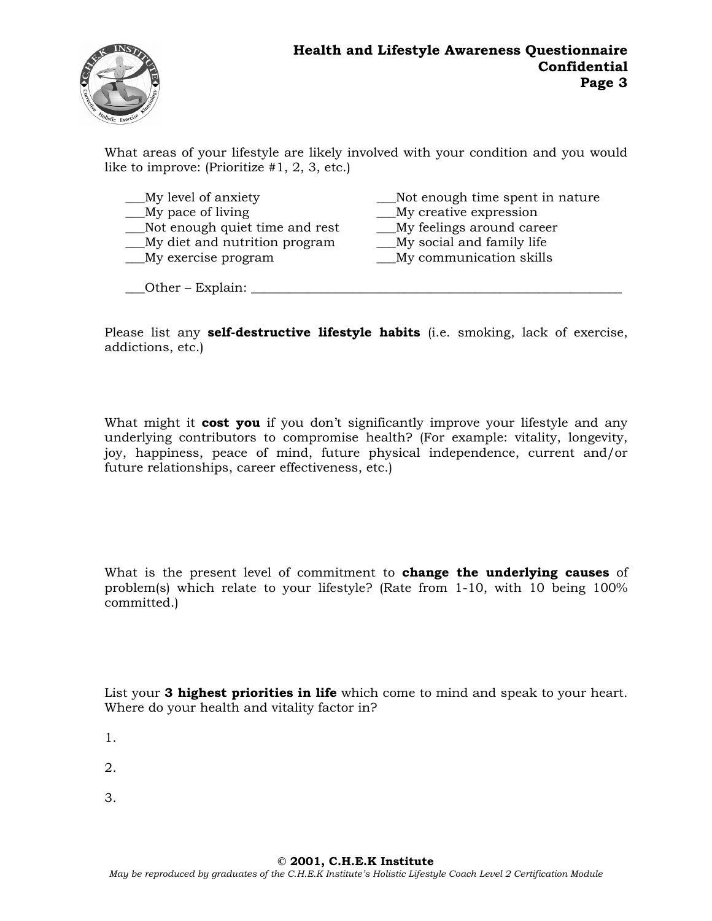What areas of your lifestyle are likely involved with your condition and you would like to improve: (Prioritize #1, 2, 3, etc.)

___My level of anxiety
___My pace of living
___Not enough quiet time and rest
___My diet and nutrition program
___My exercise program
___Not enough time spent in nature
___My creative expression
___My feelings around career
___My social and family life
___My communication skills

___Other – Explain: ____________________________________________________________

Please list any **self-destructive lifestyle habits** (i.e. smoking, lack of exercise, addictions, etc.)

What might it **cost you** if you don't significantly improve your lifestyle and any underlying contributors to compromise health? (For example: vitality, longevity, joy, happiness, peace of mind, future physical independence, current and/or future relationships, career effectiveness, etc.)

What is the present level of commitment to **change the underlying causes** of problem(s) which relate to your lifestyle? (Rate from 1-10, with 10 being 100% committed.)

List your **3 highest priorities in life** which come to mind and speak to your heart. Where do your health and vitality factor in?

1.

2.

3.

**© 2001, C.H.E.K Institute**
*May be reproduced by graduates of the C.H.E.K Institute's Holistic Lifestyle Coach Level 2 Certification Module*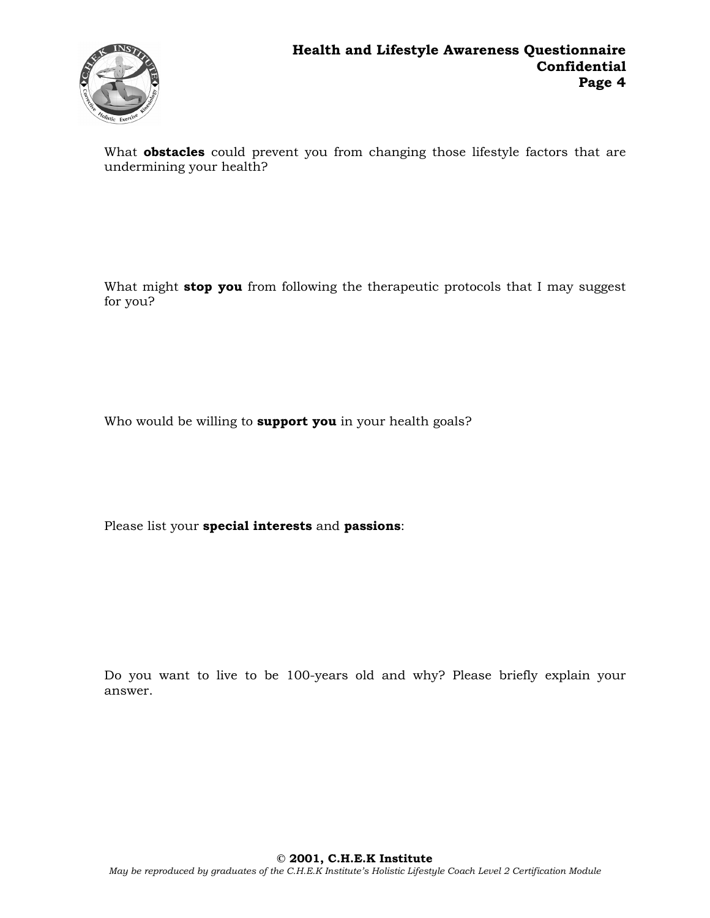What **obstacles** could prevent you from changing those lifestyle factors that are undermining your health?

What might **stop you** from following the therapeutic protocols that I may suggest for you?

Who would be willing to **support you** in your health goals?

Please list your **special interests** and **passions**:

Do you want to live to be 100-years old and why? Please briefly explain your answer.

**© 2001, C.H.E.K Institute**

*May be reproduced by graduates of the C.H.E.K Institute's Holistic Lifestyle Coach Level 2 Certification Module*